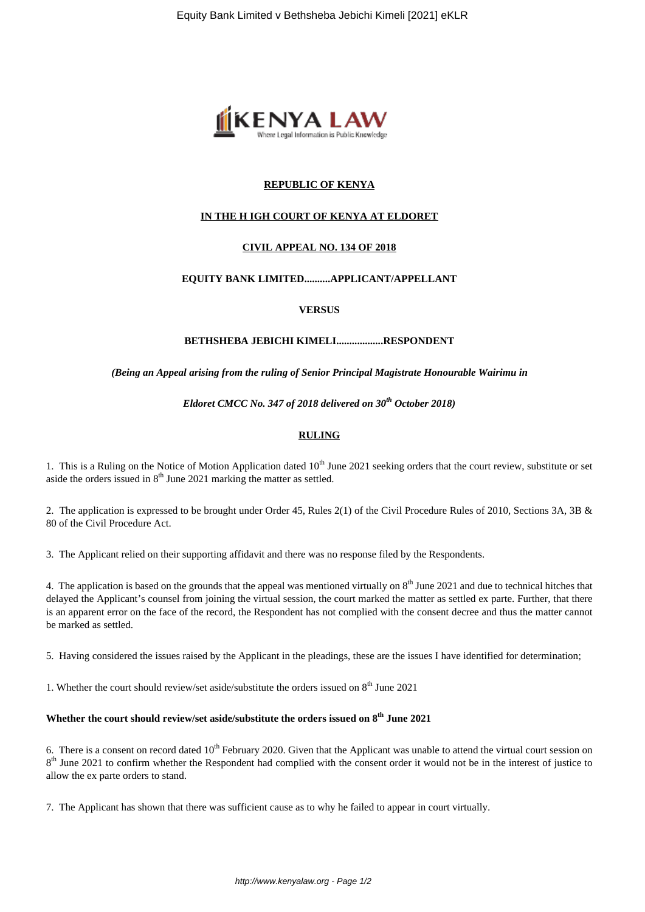**REPUBLIC OF KENYA**

**IN THE H IGH COURT OF KENYA AT ELDORET**

**CIVIL APPEAL NO. 134 OF 2018**

**EQUITY BANK LIMITED..........APPLICANT/APPELLANT**

**VERSUS**

**BETHSHEBA JEBICHI KIMELI..................RESPONDENT**

***(Being an Appeal arising from the ruling of Senior Principal Magistrate Honourable Wairimu in***

***Eldoret CMCC No. 347 of 2018 delivered on 30th October 2018)***

## RULING

1. This is a Ruling on the Notice of Motion Application dated 10th June 2021 seeking orders that the court review, substitute or set aside the orders issued in 8th June 2021 marking the matter as settled.

2. The application is expressed to be brought under Order 45, Rules 2(1) of the Civil Procedure Rules of 2010, Sections 3A, 3B & 80 of the Civil Procedure Act.

3. The Applicant relied on their supporting affidavit and there was no response filed by the Respondents.

4. The application is based on the grounds that the appeal was mentioned virtually on 8th June 2021 and due to technical hitches that delayed the Applicant's counsel from joining the virtual session, the court marked the matter as settled ex parte. Further, that there is an apparent error on the face of the record, the Respondent has not complied with the consent decree and thus the matter cannot be marked as settled.

5. Having considered the issues raised by the Applicant in the pleadings, these are the issues I have identified for determination;

1. Whether the court should review/set aside/substitute the orders issued on 8th June 2021

**Whether the court should review/set aside/substitute the orders issued on 8th June 2021**

6. There is a consent on record dated 10th February 2020. Given that the Applicant was unable to attend the virtual court session on 8th June 2021 to confirm whether the Respondent had complied with the consent order it would not be in the interest of justice to allow the ex parte orders to stand.

7. The Applicant has shown that there was sufficient cause as to why he failed to appear in court virtually.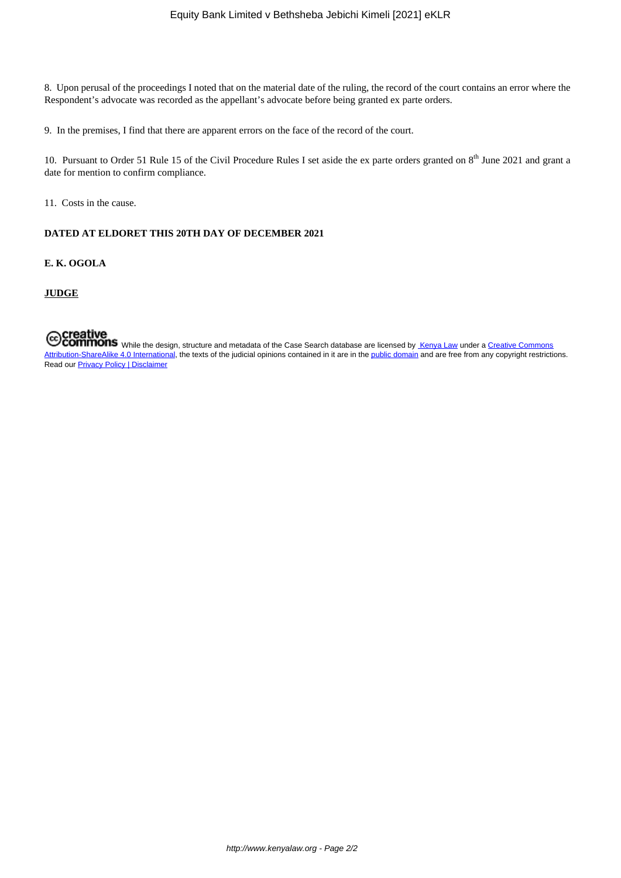8. Upon perusal of the proceedings I noted that on the material date of the ruling, the record of the court contains an error where the Respondent's advocate was recorded as the appellant's advocate before being granted ex parte orders.

9. In the premises, I find that there are apparent errors on the face of the record of the court.

10. Pursuant to Order 51 Rule 15 of the Civil Procedure Rules I set aside the ex parte orders granted on 8th June 2021 and grant a date for mention to confirm compliance.

11. Costs in the cause.

**DATED AT ELDORET THIS 20TH DAY OF DECEMBER 2021**

**E. K. OGOLA**

**JUDGE**

While the design, structure and metadata of the Case Search database are licensed by Kenya Law under a Creative Commons Attribution-ShareAlike 4.0 International, the texts of the judicial opinions contained in it are in the public domain and are free from any copyright restrictions. Read our Privacy Policy | Disclaimer